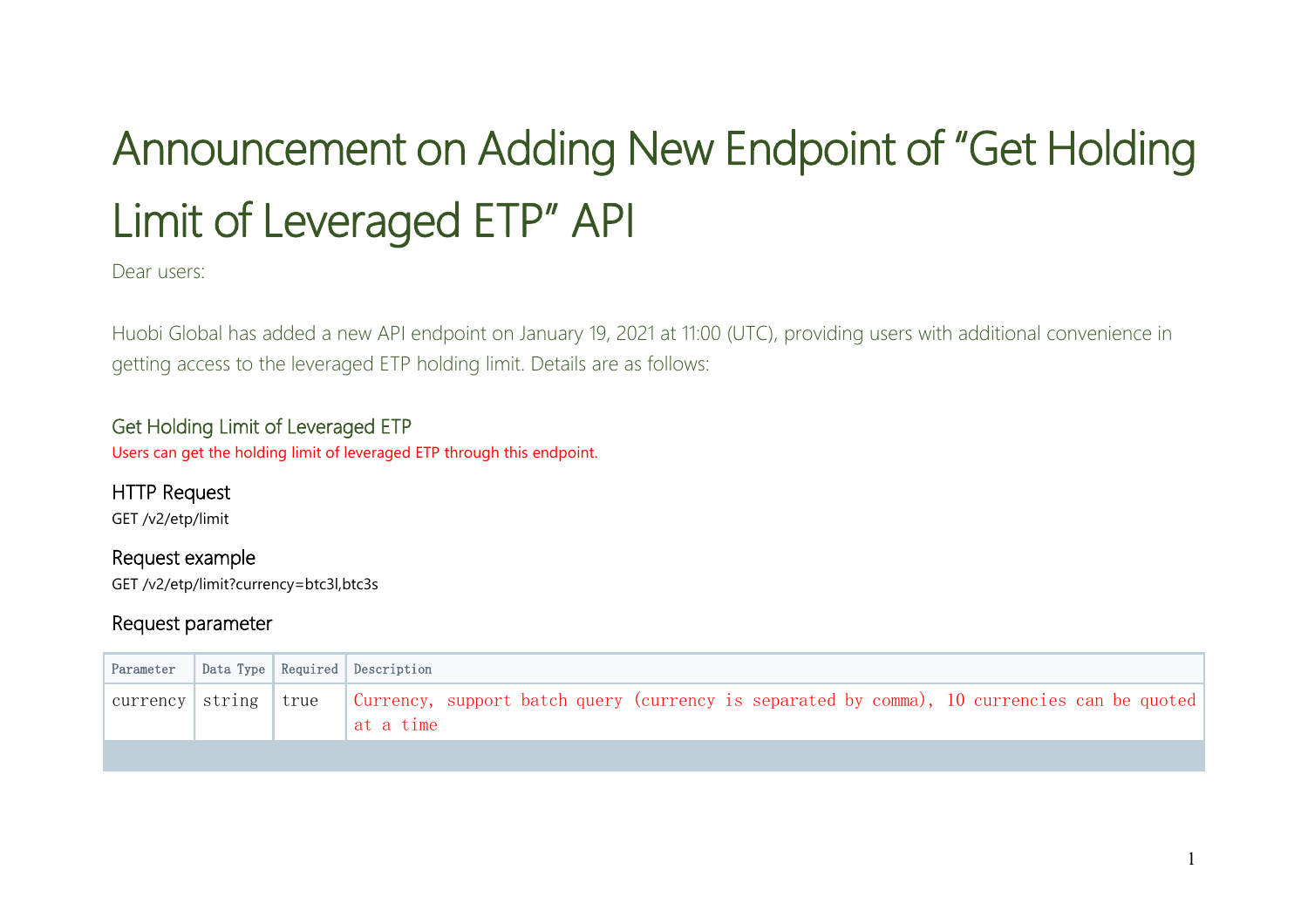# Announcement on Adding New Endpoint of "Get Holding Limit of Leveraged ETP" API

Dear users:

Huobi Global has added a new API endpoint on January 19, 2021 at 11:00 (UTC), providing users with additional convenience in getting access to the leveraged ETP holding limit. Details are as follows:

### Get Holding Limit of Leveraged ETP

Users can get the holding limit of leveraged ETP through this endpoint.

#### HTTP Request

GET /v2/etp/limit

#### Request example

GET /v2/etp/limit?currency=btc3l,btc3s

#### Request parameter

| Parameter | Data Type | Required | Description |
|---|---|---|---|
| currency | string | true | Currency, support batch query (currency is separated by comma), 10 currencies can be quoted at a time |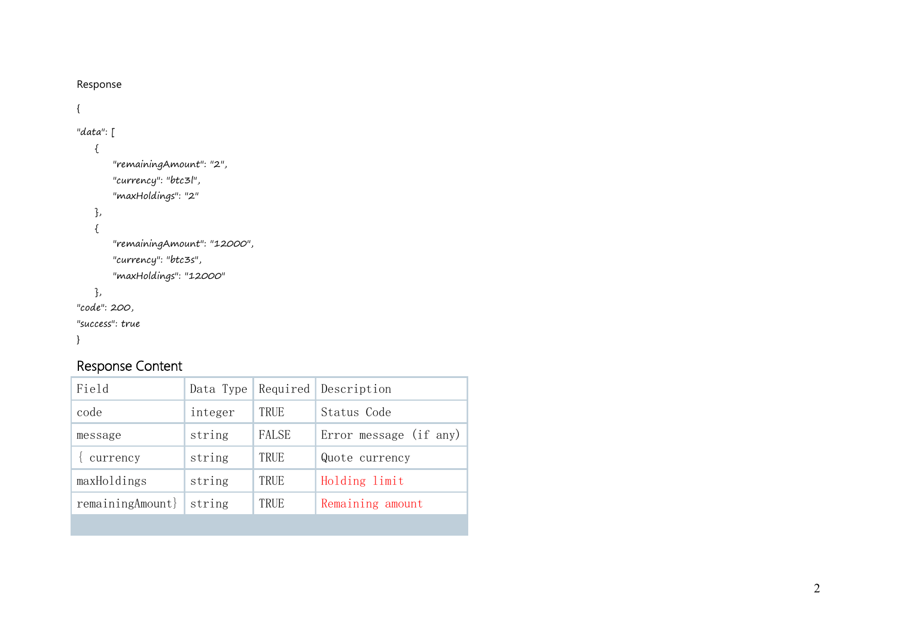Response

```
{
"data": [
    {
        "remainingAmount": "2",
        "currency": "btc3l",
        "maxHoldings": "2"
    },
    {
        "remainingAmount": "12000",
        "currency": "btc3s",
        "maxHoldings": "12000"
    },
"code": 200,
"success": true
}
```

## Response Content

| Field | Data Type | Required | Description |
|---|---|---|---|
| code | integer | TRUE | Status Code |
| message | string | FALSE | Error message (if any) |
| { currency | string | TRUE | Quote currency |
| maxHoldings | string | TRUE | Holding limit |
| remainingAmount} | string | TRUE | Remaining amount |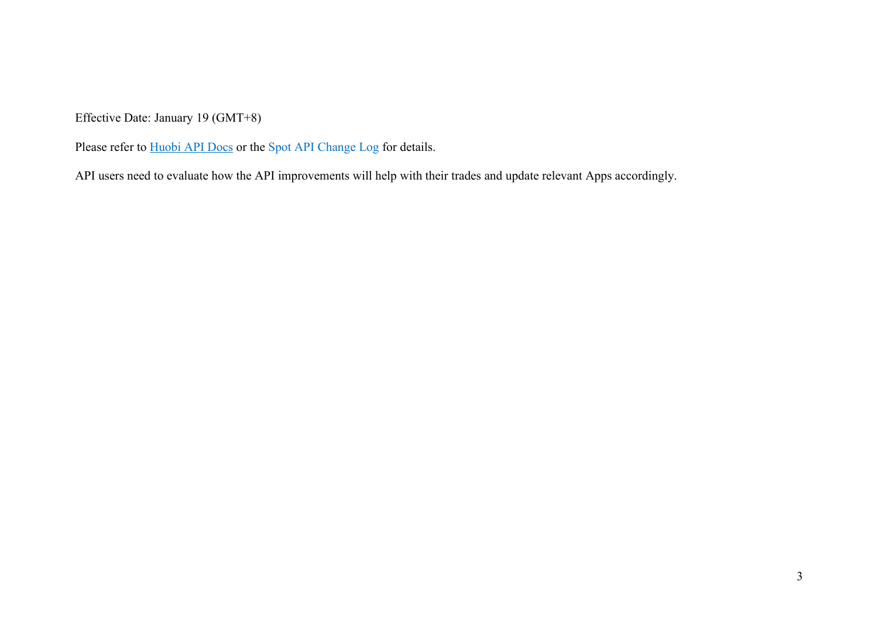Effective Date: January 19 (GMT+8)

Please refer to Huobi API Docs or the Spot API Change Log for details.

API users need to evaluate how the API improvements will help with their trades and update relevant Apps accordingly.